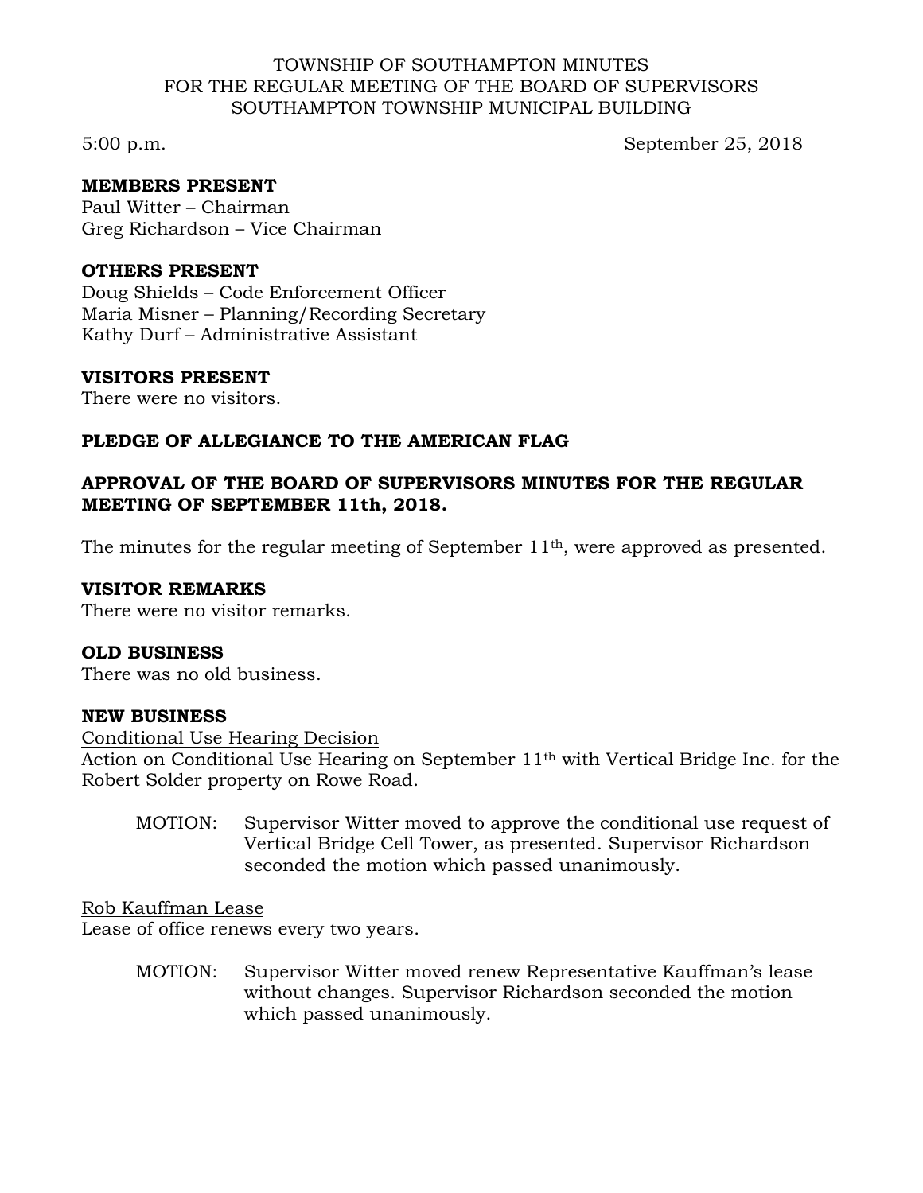TOWNSHIP OF SOUTHAMPTON MINUTES
FOR THE REGULAR MEETING OF THE BOARD OF SUPERVISORS
SOUTHAMPTON TOWNSHIP MUNICIPAL BUILDING

5:00 p.m. September 25, 2018

**MEMBERS PRESENT**
Paul Witter – Chairman
Greg Richardson – Vice Chairman

**OTHERS PRESENT**
Doug Shields – Code Enforcement Officer
Maria Misner – Planning/Recording Secretary
Kathy Durf – Administrative Assistant

**VISITORS PRESENT**
There were no visitors.

**PLEDGE OF ALLEGIANCE TO THE AMERICAN FLAG**

**APPROVAL OF THE BOARD OF SUPERVISORS MINUTES FOR THE REGULAR MEETING OF SEPTEMBER 11th, 2018.**

The minutes for the regular meeting of September 11th, were approved as presented.

**VISITOR REMARKS**
There were no visitor remarks.

**OLD BUSINESS**
There was no old business.

**NEW BUSINESS**
Conditional Use Hearing Decision
Action on Conditional Use Hearing on September 11th with Vertical Bridge Inc. for the Robert Solder property on Rowe Road.

MOTION: Supervisor Witter moved to approve the conditional use request of Vertical Bridge Cell Tower, as presented. Supervisor Richardson seconded the motion which passed unanimously.

Rob Kauffman Lease
Lease of office renews every two years.

MOTION: Supervisor Witter moved renew Representative Kauffman's lease without changes. Supervisor Richardson seconded the motion which passed unanimously.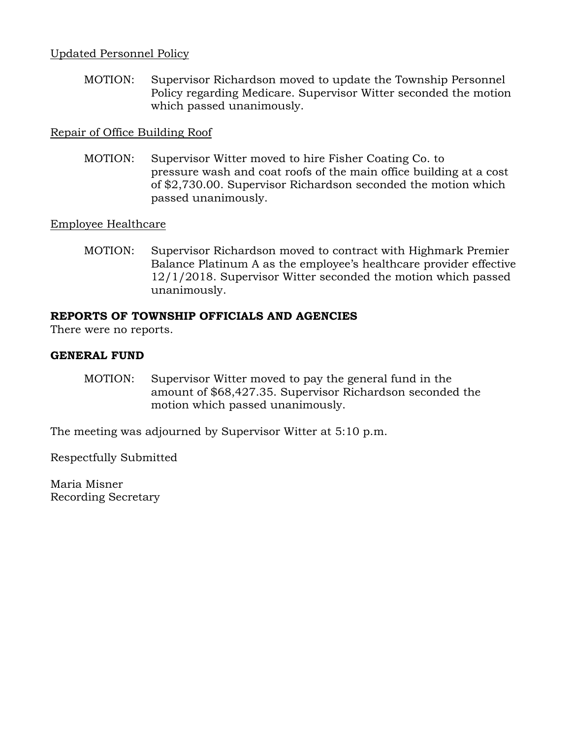Updated Personnel Policy

MOTION: Supervisor Richardson moved to update the Township Personnel Policy regarding Medicare. Supervisor Witter seconded the motion which passed unanimously.

Repair of Office Building Roof

MOTION: Supervisor Witter moved to hire Fisher Coating Co. to pressure wash and coat roofs of the main office building at a cost of $2,730.00. Supervisor Richardson seconded the motion which passed unanimously.

Employee Healthcare

MOTION: Supervisor Richardson moved to contract with Highmark Premier Balance Platinum A as the employee's healthcare provider effective 12/1/2018. Supervisor Witter seconded the motion which passed unanimously.

**REPORTS OF TOWNSHIP OFFICIALS AND AGENCIES**

There were no reports.

**GENERAL FUND**

MOTION: Supervisor Witter moved to pay the general fund in the amount of $68,427.35. Supervisor Richardson seconded the motion which passed unanimously.

The meeting was adjourned by Supervisor Witter at 5:10 p.m.

Respectfully Submitted

Maria Misner
Recording Secretary